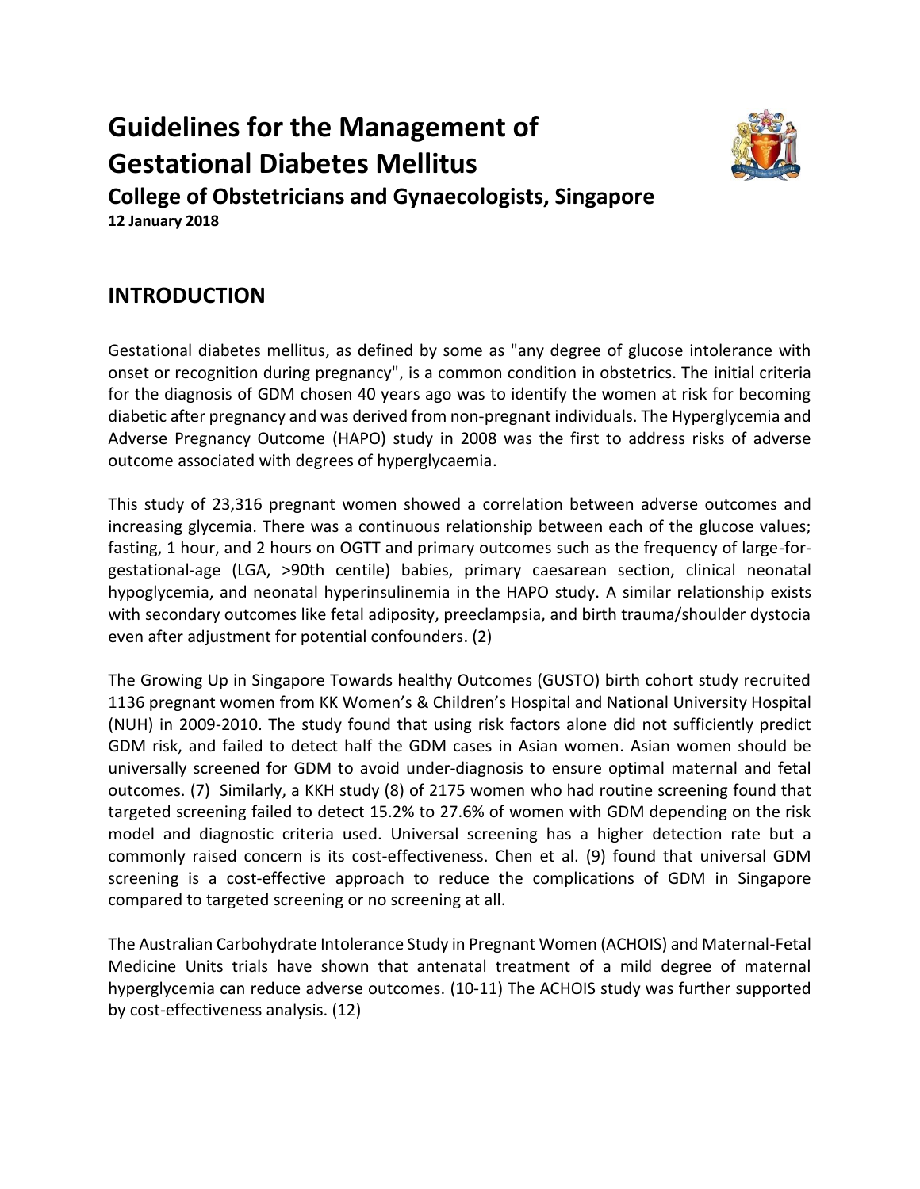# Guidelines for the Management of Gestational Diabetes Mellitus

## College of Obstetricians and Gynaecologists, Singapore

**12 January 2018**

## INTRODUCTION

Gestational diabetes mellitus, as defined by some as "any degree of glucose intolerance with onset or recognition during pregnancy", is a common condition in obstetrics. The initial criteria for the diagnosis of GDM chosen 40 years ago was to identify the women at risk for becoming diabetic after pregnancy and was derived from non-pregnant individuals. The Hyperglycemia and Adverse Pregnancy Outcome (HAPO) study in 2008 was the first to address risks of adverse outcome associated with degrees of hyperglycaemia.

This study of 23,316 pregnant women showed a correlation between adverse outcomes and increasing glycemia. There was a continuous relationship between each of the glucose values; fasting, 1 hour, and 2 hours on OGTT and primary outcomes such as the frequency of large-for-gestational-age (LGA, >90th centile) babies, primary caesarean section, clinical neonatal hypoglycemia, and neonatal hyperinsulinemia in the HAPO study. A similar relationship exists with secondary outcomes like fetal adiposity, preeclampsia, and birth trauma/shoulder dystocia even after adjustment for potential confounders. (2)

The Growing Up in Singapore Towards healthy Outcomes (GUSTO) birth cohort study recruited 1136 pregnant women from KK Women's & Children's Hospital and National University Hospital (NUH) in 2009-2010. The study found that using risk factors alone did not sufficiently predict GDM risk, and failed to detect half the GDM cases in Asian women. Asian women should be universally screened for GDM to avoid under-diagnosis to ensure optimal maternal and fetal outcomes. (7) Similarly, a KKH study (8) of 2175 women who had routine screening found that targeted screening failed to detect 15.2% to 27.6% of women with GDM depending on the risk model and diagnostic criteria used. Universal screening has a higher detection rate but a commonly raised concern is its cost-effectiveness. Chen et al. (9) found that universal GDM screening is a cost-effective approach to reduce the complications of GDM in Singapore compared to targeted screening or no screening at all.

The Australian Carbohydrate Intolerance Study in Pregnant Women (ACHOIS) and Maternal-Fetal Medicine Units trials have shown that antenatal treatment of a mild degree of maternal hyperglycemia can reduce adverse outcomes. (10-11) The ACHOIS study was further supported by cost-effectiveness analysis. (12)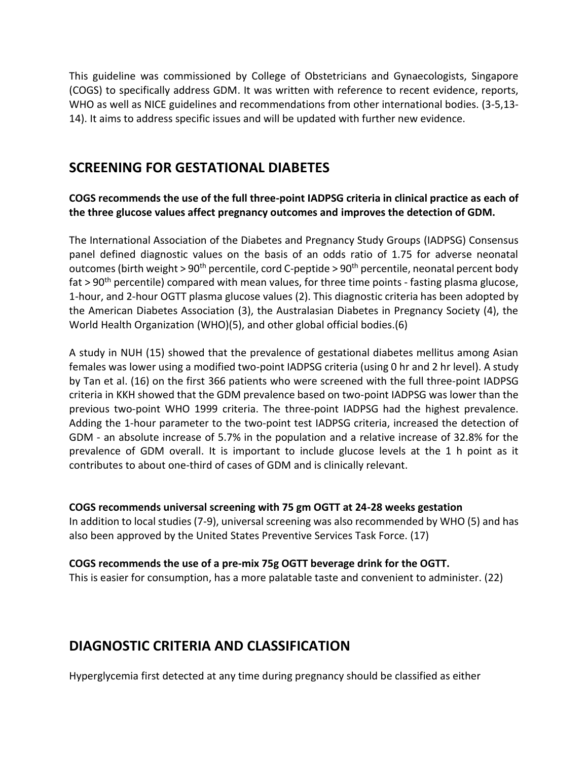This guideline was commissioned by College of Obstetricians and Gynaecologists, Singapore (COGS) to specifically address GDM. It was written with reference to recent evidence, reports, WHO as well as NICE guidelines and recommendations from other international bodies. (3-5,13-14). It aims to address specific issues and will be updated with further new evidence.

## SCREENING FOR GESTATIONAL DIABETES

**COGS recommends the use of the full three-point IADPSG criteria in clinical practice as each of the three glucose values affect pregnancy outcomes and improves the detection of GDM.**

The International Association of the Diabetes and Pregnancy Study Groups (IADPSG) Consensus panel defined diagnostic values on the basis of an odds ratio of 1.75 for adverse neonatal outcomes (birth weight > 90th percentile, cord C-peptide > 90th percentile, neonatal percent body fat > 90th percentile) compared with mean values, for three time points - fasting plasma glucose, 1-hour, and 2-hour OGTT plasma glucose values (2). This diagnostic criteria has been adopted by the American Diabetes Association (3), the Australasian Diabetes in Pregnancy Society (4), the World Health Organization (WHO)(5), and other global official bodies.(6)

A study in NUH (15) showed that the prevalence of gestational diabetes mellitus among Asian females was lower using a modified two-point IADPSG criteria (using 0 hr and 2 hr level). A study by Tan et al. (16) on the first 366 patients who were screened with the full three-point IADPSG criteria in KKH showed that the GDM prevalence based on two-point IADPSG was lower than the previous two-point WHO 1999 criteria. The three-point IADPSG had the highest prevalence. Adding the 1-hour parameter to the two-point test IADPSG criteria, increased the detection of GDM - an absolute increase of 5.7% in the population and a relative increase of 32.8% for the prevalence of GDM overall. It is important to include glucose levels at the 1 h point as it contributes to about one-third of cases of GDM and is clinically relevant.

**COGS recommends universal screening with 75 gm OGTT at 24-28 weeks gestation**

In addition to local studies (7-9), universal screening was also recommended by WHO (5) and has also been approved by the United States Preventive Services Task Force. (17)

**COGS recommends the use of a pre-mix 75g OGTT beverage drink for the OGTT.**

This is easier for consumption, has a more palatable taste and convenient to administer. (22)

## DIAGNOSTIC CRITERIA AND CLASSIFICATION

Hyperglycemia first detected at any time during pregnancy should be classified as either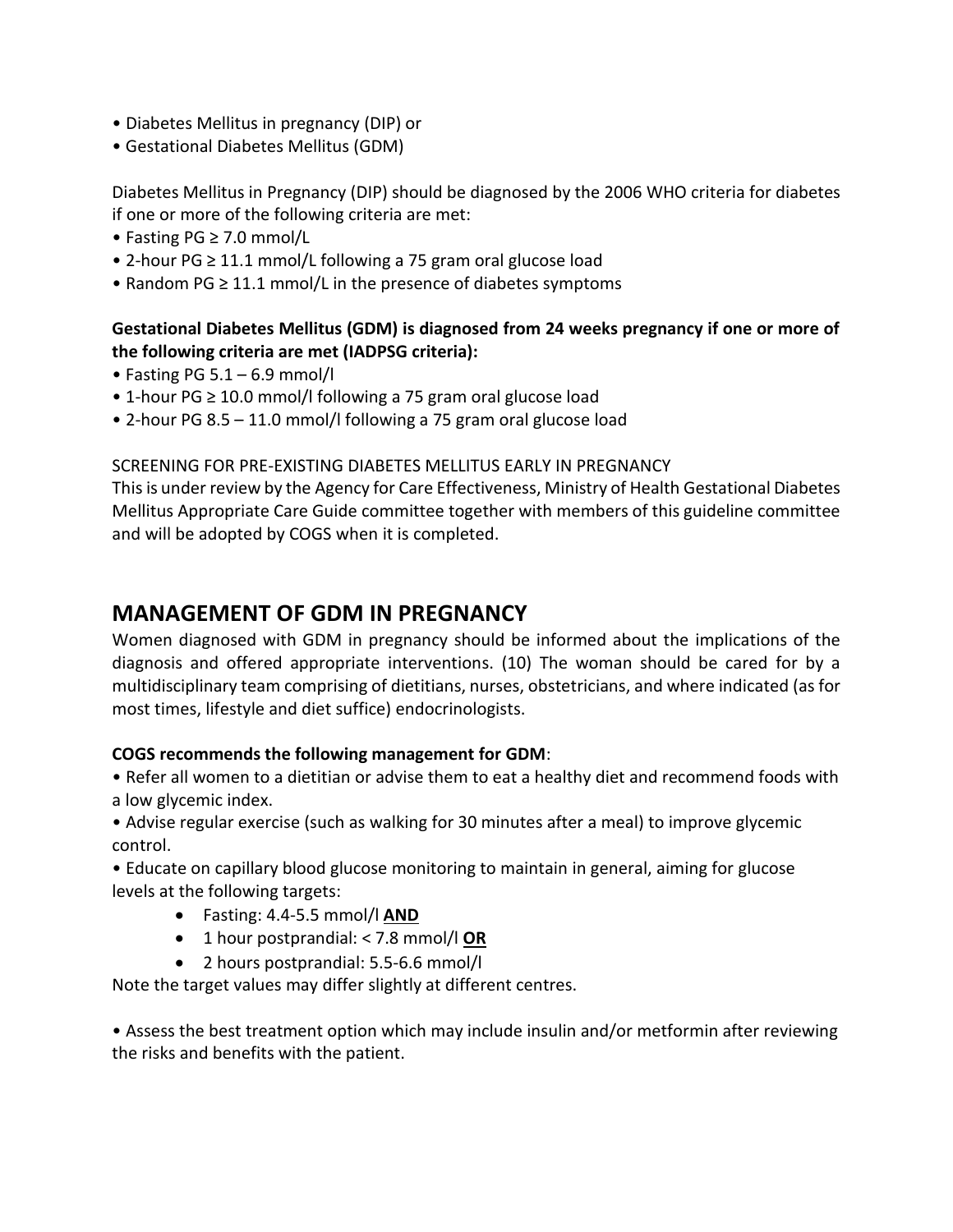- Diabetes Mellitus in pregnancy (DIP) or
- Gestational Diabetes Mellitus (GDM)

Diabetes Mellitus in Pregnancy (DIP) should be diagnosed by the 2006 WHO criteria for diabetes if one or more of the following criteria are met:

- Fasting PG ≥ 7.0 mmol/L
- 2-hour PG ≥ 11.1 mmol/L following a 75 gram oral glucose load
- Random PG ≥ 11.1 mmol/L in the presence of diabetes symptoms

**Gestational Diabetes Mellitus (GDM) is diagnosed from 24 weeks pregnancy if one or more of the following criteria are met (IADPSG criteria):**

- Fasting PG 5.1 – 6.9 mmol/l
- 1-hour PG ≥ 10.0 mmol/l following a 75 gram oral glucose load
- 2-hour PG 8.5 – 11.0 mmol/l following a 75 gram oral glucose load

SCREENING FOR PRE-EXISTING DIABETES MELLITUS EARLY IN PREGNANCY

This is under review by the Agency for Care Effectiveness, Ministry of Health Gestational Diabetes Mellitus Appropriate Care Guide committee together with members of this guideline committee and will be adopted by COGS when it is completed.

## MANAGEMENT OF GDM IN PREGNANCY

Women diagnosed with GDM in pregnancy should be informed about the implications of the diagnosis and offered appropriate interventions. (10) The woman should be cared for by a multidisciplinary team comprising of dietitians, nurses, obstetricians, and where indicated (as for most times, lifestyle and diet suffice) endocrinologists.

**COGS recommends the following management for GDM**:

- Refer all women to a dietitian or advise them to eat a healthy diet and recommend foods with a low glycemic index.
- Advise regular exercise (such as walking for 30 minutes after a meal) to improve glycemic control.
- Educate on capillary blood glucose monitoring to maintain in general, aiming for glucose levels at the following targets:
    - Fasting: 4.4-5.5 mmol/l **AND**
    - 1 hour postprandial: < 7.8 mmol/l **OR**
    - 2 hours postprandial: 5.5-6.6 mmol/l

Note the target values may differ slightly at different centres.

- Assess the best treatment option which may include insulin and/or metformin after reviewing the risks and benefits with the patient.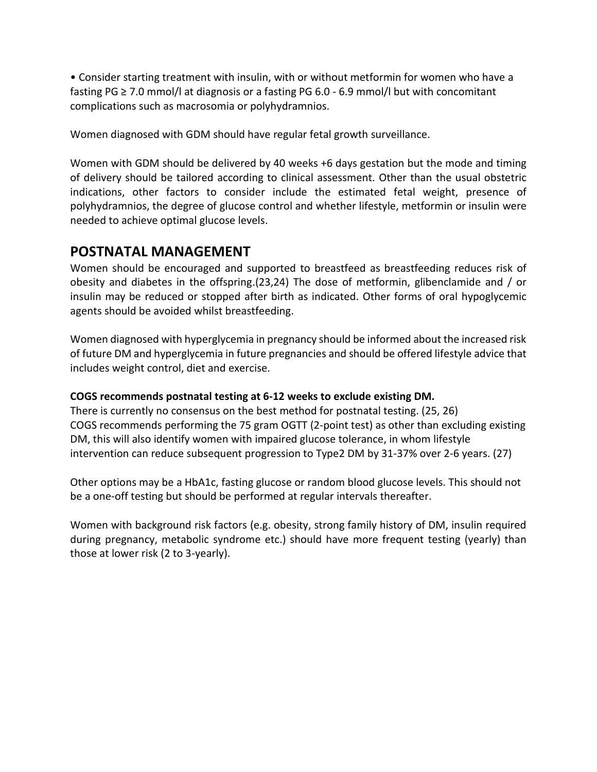• Consider starting treatment with insulin, with or without metformin for women who have a fasting PG ≥ 7.0 mmol/l at diagnosis or a fasting PG 6.0 - 6.9 mmol/l but with concomitant complications such as macrosomia or polyhydramnios.

Women diagnosed with GDM should have regular fetal growth surveillance.

Women with GDM should be delivered by 40 weeks +6 days gestation but the mode and timing of delivery should be tailored according to clinical assessment. Other than the usual obstetric indications, other factors to consider include the estimated fetal weight, presence of polyhydramnios, the degree of glucose control and whether lifestyle, metformin or insulin were needed to achieve optimal glucose levels.

## POSTNATAL MANAGEMENT

Women should be encouraged and supported to breastfeed as breastfeeding reduces risk of obesity and diabetes in the offspring.(23,24) The dose of metformin, glibenclamide and / or insulin may be reduced or stopped after birth as indicated. Other forms of oral hypoglycemic agents should be avoided whilst breastfeeding.

Women diagnosed with hyperglycemia in pregnancy should be informed about the increased risk of future DM and hyperglycemia in future pregnancies and should be offered lifestyle advice that includes weight control, diet and exercise.

**COGS recommends postnatal testing at 6-12 weeks to exclude existing DM.**
There is currently no consensus on the best method for postnatal testing. (25, 26)
COGS recommends performing the 75 gram OGTT (2-point test) as other than excluding existing DM, this will also identify women with impaired glucose tolerance, in whom lifestyle intervention can reduce subsequent progression to Type2 DM by 31-37% over 2-6 years. (27)

Other options may be a HbA1c, fasting glucose or random blood glucose levels. This should not be a one-off testing but should be performed at regular intervals thereafter.

Women with background risk factors (e.g. obesity, strong family history of DM, insulin required during pregnancy, metabolic syndrome etc.) should have more frequent testing (yearly) than those at lower risk (2 to 3-yearly).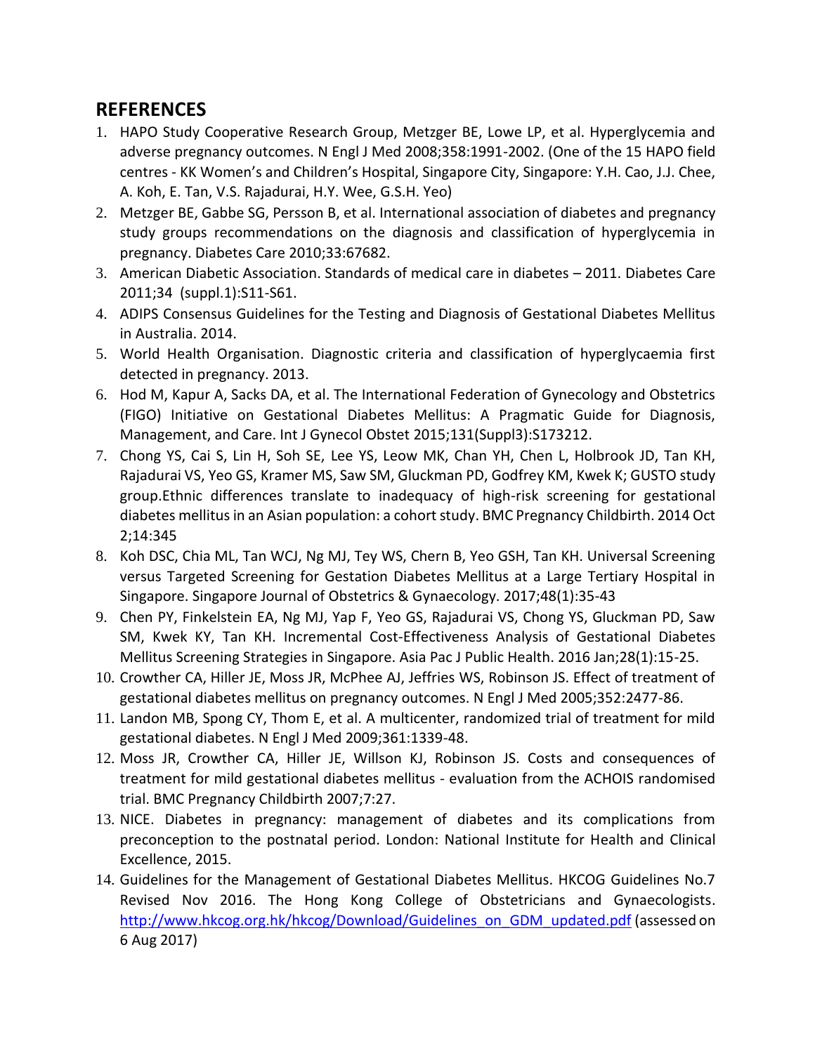## REFERENCES

1. HAPO Study Cooperative Research Group, Metzger BE, Lowe LP, et al. Hyperglycemia and adverse pregnancy outcomes. N Engl J Med 2008;358:1991-2002. (One of the 15 HAPO field centres - KK Women's and Children's Hospital, Singapore City, Singapore: Y.H. Cao, J.J. Chee, A. Koh, E. Tan, V.S. Rajadurai, H.Y. Wee, G.S.H. Yeo)
2. Metzger BE, Gabbe SG, Persson B, et al. International association of diabetes and pregnancy study groups recommendations on the diagnosis and classification of hyperglycemia in pregnancy. Diabetes Care 2010;33:67682.
3. American Diabetic Association. Standards of medical care in diabetes – 2011. Diabetes Care 2011;34 (suppl.1):S11-S61.
4. ADIPS Consensus Guidelines for the Testing and Diagnosis of Gestational Diabetes Mellitus in Australia. 2014.
5. World Health Organisation. Diagnostic criteria and classification of hyperglycaemia first detected in pregnancy. 2013.
6. Hod M, Kapur A, Sacks DA, et al. The International Federation of Gynecology and Obstetrics (FIGO) Initiative on Gestational Diabetes Mellitus: A Pragmatic Guide for Diagnosis, Management, and Care. Int J Gynecol Obstet 2015;131(Suppl3):S173212.
7. Chong YS, Cai S, Lin H, Soh SE, Lee YS, Leow MK, Chan YH, Chen L, Holbrook JD, Tan KH, Rajadurai VS, Yeo GS, Kramer MS, Saw SM, Gluckman PD, Godfrey KM, Kwek K; GUSTO study group.Ethnic differences translate to inadequacy of high-risk screening for gestational diabetes mellitus in an Asian population: a cohort study. BMC Pregnancy Childbirth. 2014 Oct 2;14:345
8. Koh DSC, Chia ML, Tan WCJ, Ng MJ, Tey WS, Chern B, Yeo GSH, Tan KH. Universal Screening versus Targeted Screening for Gestation Diabetes Mellitus at a Large Tertiary Hospital in Singapore. Singapore Journal of Obstetrics & Gynaecology. 2017;48(1):35-43
9. Chen PY, Finkelstein EA, Ng MJ, Yap F, Yeo GS, Rajadurai VS, Chong YS, Gluckman PD, Saw SM, Kwek KY, Tan KH. Incremental Cost-Effectiveness Analysis of Gestational Diabetes Mellitus Screening Strategies in Singapore. Asia Pac J Public Health. 2016 Jan;28(1):15-25.
10. Crowther CA, Hiller JE, Moss JR, McPhee AJ, Jeffries WS, Robinson JS. Effect of treatment of gestational diabetes mellitus on pregnancy outcomes. N Engl J Med 2005;352:2477-86.
11. Landon MB, Spong CY, Thom E, et al. A multicenter, randomized trial of treatment for mild gestational diabetes. N Engl J Med 2009;361:1339-48.
12. Moss JR, Crowther CA, Hiller JE, Willson KJ, Robinson JS. Costs and consequences of treatment for mild gestational diabetes mellitus - evaluation from the ACHOIS randomised trial. BMC Pregnancy Childbirth 2007;7:27.
13. NICE. Diabetes in pregnancy: management of diabetes and its complications from preconception to the postnatal period. London: National Institute for Health and Clinical Excellence, 2015.
14. Guidelines for the Management of Gestational Diabetes Mellitus. HKCOG Guidelines No.7 Revised Nov 2016. The Hong Kong College of Obstetricians and Gynaecologists. http://www.hkcog.org.hk/hkcog/Download/Guidelines_on_GDM_updated.pdf (assessed on 6 Aug 2017)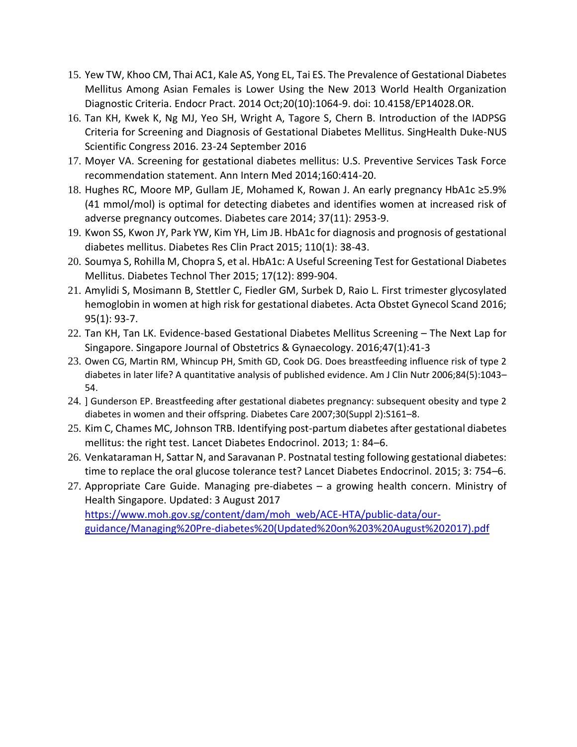15. Yew TW, Khoo CM, Thai AC1, Kale AS, Yong EL, Tai ES. The Prevalence of Gestational Diabetes Mellitus Among Asian Females is Lower Using the New 2013 World Health Organization Diagnostic Criteria. Endocr Pract. 2014 Oct;20(10):1064-9. doi: 10.4158/EP14028.OR.
16. Tan KH, Kwek K, Ng MJ, Yeo SH, Wright A, Tagore S, Chern B. Introduction of the IADPSG Criteria for Screening and Diagnosis of Gestational Diabetes Mellitus. SingHealth Duke-NUS Scientific Congress 2016. 23-24 September 2016
17. Moyer VA. Screening for gestational diabetes mellitus: U.S. Preventive Services Task Force recommendation statement. Ann Intern Med 2014;160:414-20.
18. Hughes RC, Moore MP, Gullam JE, Mohamed K, Rowan J. An early pregnancy HbA1c ≥5.9% (41 mmol/mol) is optimal for detecting diabetes and identifies women at increased risk of adverse pregnancy outcomes. Diabetes care 2014; 37(11): 2953-9.
19. Kwon SS, Kwon JY, Park YW, Kim YH, Lim JB. HbA1c for diagnosis and prognosis of gestational diabetes mellitus. Diabetes Res Clin Pract 2015; 110(1): 38-43.
20. Soumya S, Rohilla M, Chopra S, et al. HbA1c: A Useful Screening Test for Gestational Diabetes Mellitus. Diabetes Technol Ther 2015; 17(12): 899-904.
21. Amylidi S, Mosimann B, Stettler C, Fiedler GM, Surbek D, Raio L. First trimester glycosylated hemoglobin in women at high risk for gestational diabetes. Acta Obstet Gynecol Scand 2016; 95(1): 93-7.
22. Tan KH, Tan LK. Evidence-based Gestational Diabetes Mellitus Screening – The Next Lap for Singapore. Singapore Journal of Obstetrics & Gynaecology. 2016;47(1):41-3
23. Owen CG, Martin RM, Whincup PH, Smith GD, Cook DG. Does breastfeeding influence risk of type 2 diabetes in later life? A quantitative analysis of published evidence. Am J Clin Nutr 2006;84(5):1043–54.
24. ] Gunderson EP. Breastfeeding after gestational diabetes pregnancy: subsequent obesity and type 2 diabetes in women and their offspring. Diabetes Care 2007;30(Suppl 2):S161–8.
25. Kim C, Chames MC, Johnson TRB. Identifying post-partum diabetes after gestational diabetes mellitus: the right test. Lancet Diabetes Endocrinol. 2013; 1: 84–6.
26. Venkataraman H, Sattar N, and Saravanan P. Postnatal testing following gestational diabetes: time to replace the oral glucose tolerance test? Lancet Diabetes Endocrinol. 2015; 3: 754–6.
27. Appropriate Care Guide. Managing pre-diabetes – a growing health concern. Ministry of Health Singapore. Updated: 3 August 2017 https://www.moh.gov.sg/content/dam/moh_web/ACE-HTA/public-data/our-guidance/Managing%20Pre-diabetes%20(Updated%20on%203%20August%202017).pdf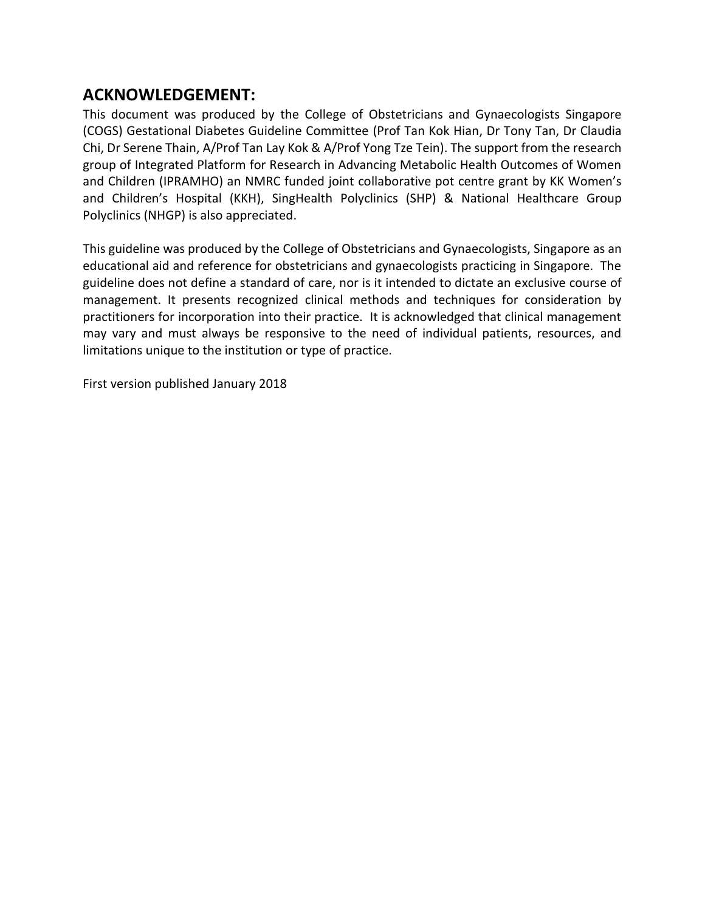## ACKNOWLEDGEMENT:

This document was produced by the College of Obstetricians and Gynaecologists Singapore (COGS) Gestational Diabetes Guideline Committee (Prof Tan Kok Hian, Dr Tony Tan, Dr Claudia Chi, Dr Serene Thain, A/Prof Tan Lay Kok & A/Prof Yong Tze Tein). The support from the research group of Integrated Platform for Research in Advancing Metabolic Health Outcomes of Women and Children (IPRAMHO) an NMRC funded joint collaborative pot centre grant by KK Women's and Children's Hospital (KKH), SingHealth Polyclinics (SHP) & National Healthcare Group Polyclinics (NHGP) is also appreciated.

This guideline was produced by the College of Obstetricians and Gynaecologists, Singapore as an educational aid and reference for obstetricians and gynaecologists practicing in Singapore. The guideline does not define a standard of care, nor is it intended to dictate an exclusive course of management. It presents recognized clinical methods and techniques for consideration by practitioners for incorporation into their practice. It is acknowledged that clinical management may vary and must always be responsive to the need of individual patients, resources, and limitations unique to the institution or type of practice.

First version published January 2018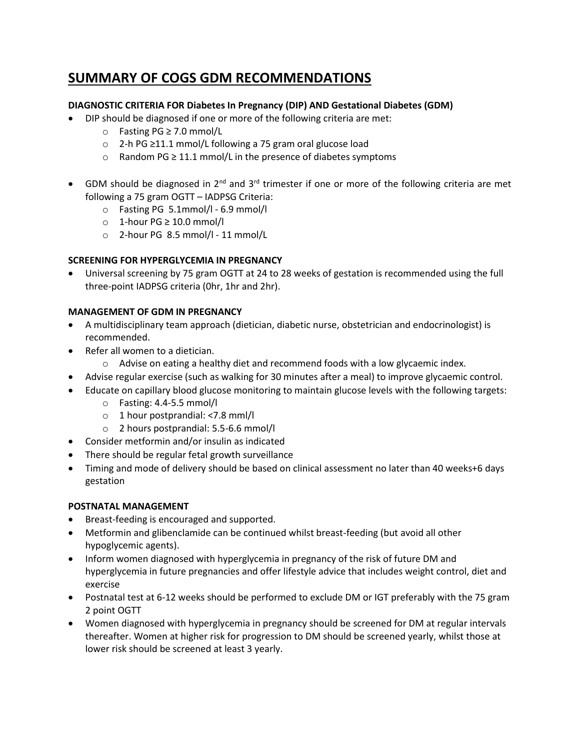# SUMMARY OF COGS GDM RECOMMENDATIONS

**DIAGNOSTIC CRITERIA FOR Diabetes In Pregnancy (DIP) AND Gestational Diabetes (GDM)**

- DIP should be diagnosed if one or more of the following criteria are met:
  - Fasting PG ≥ 7.0 mmol/L
  - 2-h PG ≥11.1 mmol/L following a 75 gram oral glucose load
  - Random PG ≥ 11.1 mmol/L in the presence of diabetes symptoms

- GDM should be diagnosed in 2[nd] and 3[rd] trimester if one or more of the following criteria are met following a 75 gram OGTT – IADPSG Criteria:
  - Fasting PG 5.1mmol/l - 6.9 mmol/l
  - 1-hour PG ≥ 10.0 mmol/l
  - 2-hour PG 8.5 mmol/l - 11 mmol/L

**SCREENING FOR HYPERGLYCEMIA IN PREGNANCY**

- Universal screening by 75 gram OGTT at 24 to 28 weeks of gestation is recommended using the full three-point IADPSG criteria (0hr, 1hr and 2hr).

**MANAGEMENT OF GDM IN PREGNANCY**

- A multidisciplinary team approach (dietician, diabetic nurse, obstetrician and endocrinologist) is recommended.
- Refer all women to a dietician.
  - Advise on eating a healthy diet and recommend foods with a low glycaemic index.
- Advise regular exercise (such as walking for 30 minutes after a meal) to improve glycaemic control.
- Educate on capillary blood glucose monitoring to maintain glucose levels with the following targets:
  - Fasting: 4.4-5.5 mmol/l
  - 1 hour postprandial: <7.8 mml/l
  - 2 hours postprandial: 5.5-6.6 mmol/l
- Consider metformin and/or insulin as indicated
- There should be regular fetal growth surveillance
- Timing and mode of delivery should be based on clinical assessment no later than 40 weeks+6 days gestation

**POSTNATAL MANAGEMENT**

- Breast-feeding is encouraged and supported.
- Metformin and glibenclamide can be continued whilst breast-feeding (but avoid all other hypoglycemic agents).
- Inform women diagnosed with hyperglycemia in pregnancy of the risk of future DM and hyperglycemia in future pregnancies and offer lifestyle advice that includes weight control, diet and exercise
- Postnatal test at 6-12 weeks should be performed to exclude DM or IGT preferably with the 75 gram 2 point OGTT
- Women diagnosed with hyperglycemia in pregnancy should be screened for DM at regular intervals thereafter. Women at higher risk for progression to DM should be screened yearly, whilst those at lower risk should be screened at least 3 yearly.